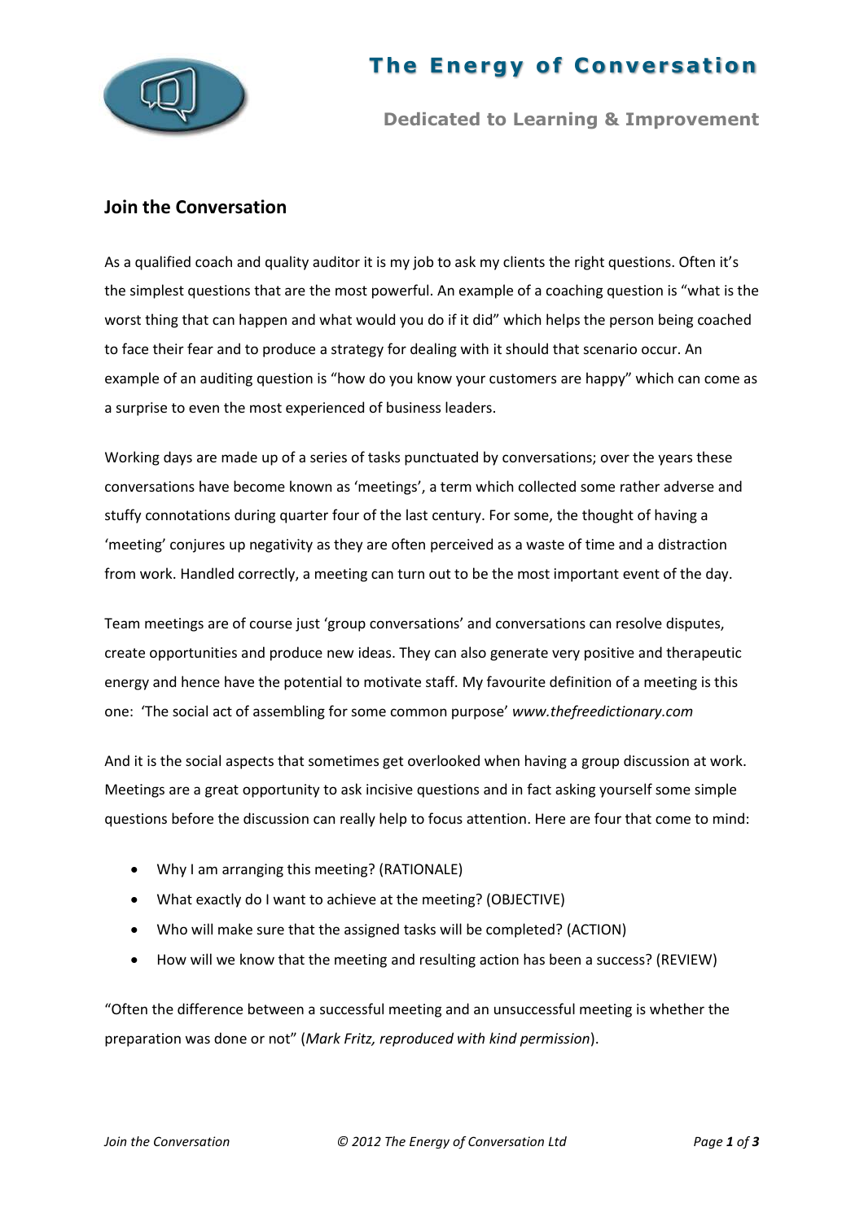# The Energy of Conversation

**Dedicated to Learning & Improvement**

## Join the Conversation

As a qualified coach and quality auditor it is my job to ask my clients the right questions. Often it's the simplest questions that are the most powerful. An example of a coaching question is "what is the worst thing that can happen and what would you do if it did" which helps the person being coached to face their fear and to produce a strategy for dealing with it should that scenario occur. An example of an auditing question is "how do you know your customers are happy" which can come as a surprise to even the most experienced of business leaders.

Working days are made up of a series of tasks punctuated by conversations; over the years these conversations have become known as 'meetings', a term which collected some rather adverse and stuffy connotations during quarter four of the last century. For some, the thought of having a 'meeting' conjures up negativity as they are often perceived as a waste of time and a distraction from work. Handled correctly, a meeting can turn out to be the most important event of the day.

Team meetings are of course just 'group conversations' and conversations can resolve disputes, create opportunities and produce new ideas. They can also generate very positive and therapeutic energy and hence have the potential to motivate staff. My favourite definition of a meeting is this one: 'The social act of assembling for some common purpose' *www.thefreedictionary.com*

And it is the social aspects that sometimes get overlooked when having a group discussion at work. Meetings are a great opportunity to ask incisive questions and in fact asking yourself some simple questions before the discussion can really help to focus attention. Here are four that come to mind:

- Why I am arranging this meeting? (RATIONALE)
- What exactly do I want to achieve at the meeting? (OBJECTIVE)
- Who will make sure that the assigned tasks will be completed? (ACTION)
- How will we know that the meeting and resulting action has been a success? (REVIEW)

"Often the difference between a successful meeting and an unsuccessful meeting is whether the preparation was done or not" (*Mark Fritz, reproduced with kind permission*).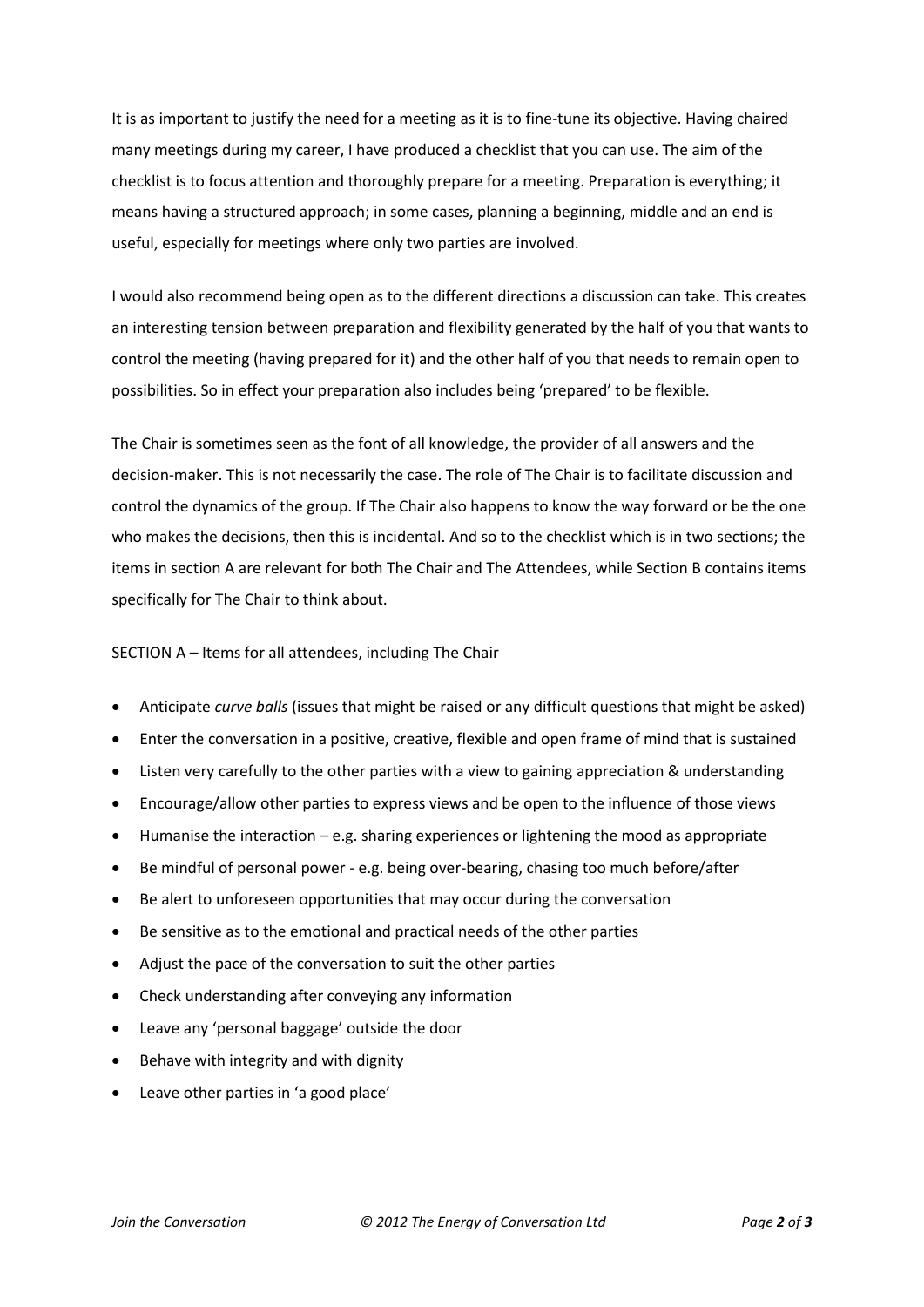It is as important to justify the need for a meeting as it is to fine-tune its objective. Having chaired many meetings during my career, I have produced a checklist that you can use. The aim of the checklist is to focus attention and thoroughly prepare for a meeting. Preparation is everything; it means having a structured approach; in some cases, planning a beginning, middle and an end is useful, especially for meetings where only two parties are involved.

I would also recommend being open as to the different directions a discussion can take. This creates an interesting tension between preparation and flexibility generated by the half of you that wants to control the meeting (having prepared for it) and the other half of you that needs to remain open to possibilities. So in effect your preparation also includes being 'prepared' to be flexible.

The Chair is sometimes seen as the font of all knowledge, the provider of all answers and the decision-maker. This is not necessarily the case. The role of The Chair is to facilitate discussion and control the dynamics of the group. If The Chair also happens to know the way forward or be the one who makes the decisions, then this is incidental. And so to the checklist which is in two sections; the items in section A are relevant for both The Chair and The Attendees, while Section B contains items specifically for The Chair to think about.

SECTION A – Items for all attendees, including The Chair

- Anticipate *curve balls* (issues that might be raised or any difficult questions that might be asked)
- Enter the conversation in a positive, creative, flexible and open frame of mind that is sustained
- Listen very carefully to the other parties with a view to gaining appreciation & understanding
- Encourage/allow other parties to express views and be open to the influence of those views
- Humanise the interaction – e.g. sharing experiences or lightening the mood as appropriate
- Be mindful of personal power - e.g. being over-bearing, chasing too much before/after
- Be alert to unforeseen opportunities that may occur during the conversation
- Be sensitive as to the emotional and practical needs of the other parties
- Adjust the pace of the conversation to suit the other parties
- Check understanding after conveying any information
- Leave any 'personal baggage' outside the door
- Behave with integrity and with dignity
- Leave other parties in 'a good place'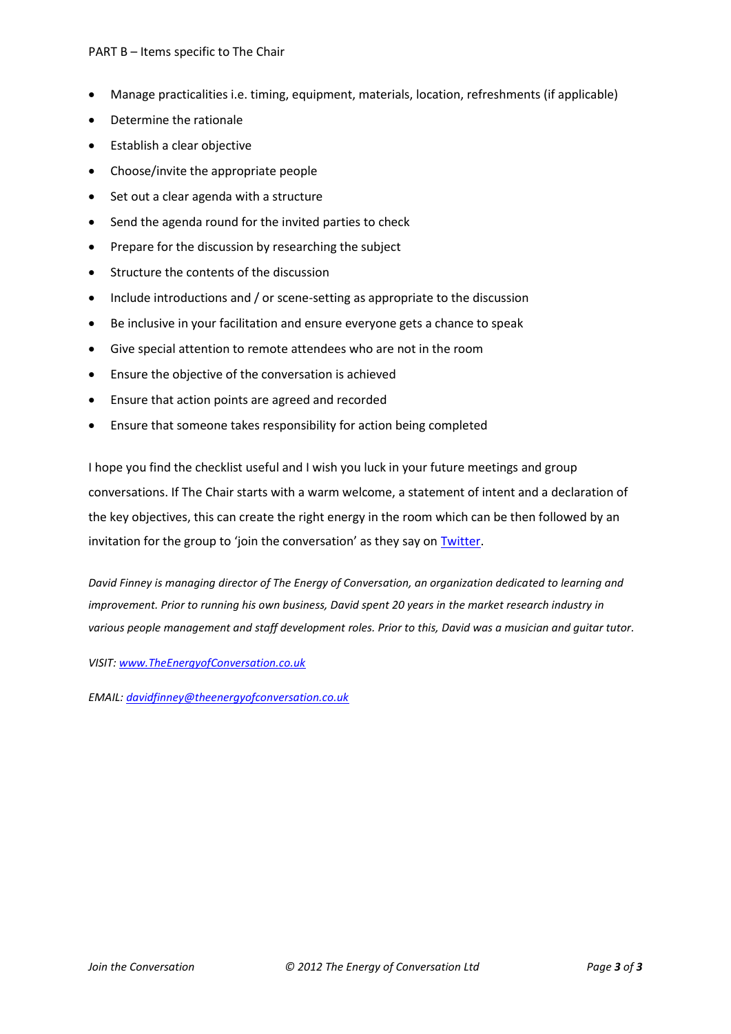PART B – Items specific to The Chair

- Manage practicalities i.e. timing, equipment, materials, location, refreshments (if applicable)
- Determine the rationale
- Establish a clear objective
- Choose/invite the appropriate people
- Set out a clear agenda with a structure
- Send the agenda round for the invited parties to check
- Prepare for the discussion by researching the subject
- Structure the contents of the discussion
- Include introductions and / or scene-setting as appropriate to the discussion
- Be inclusive in your facilitation and ensure everyone gets a chance to speak
- Give special attention to remote attendees who are not in the room
- Ensure the objective of the conversation is achieved
- Ensure that action points are agreed and recorded
- Ensure that someone takes responsibility for action being completed

I hope you find the checklist useful and I wish you luck in your future meetings and group conversations. If The Chair starts with a warm welcome, a statement of intent and a declaration of the key objectives, this can create the right energy in the room which can be then followed by an invitation for the group to 'join the conversation' as they say on Twitter.

*David Finney is managing director of The Energy of Conversation, an organization dedicated to learning and improvement. Prior to running his own business, David spent 20 years in the market research industry in various people management and staff development roles. Prior to this, David was a musician and guitar tutor.*

*VISIT: www.TheEnergyofConversation.co.uk*

*EMAIL: davidfinney@theenergyofconversation.co.uk*